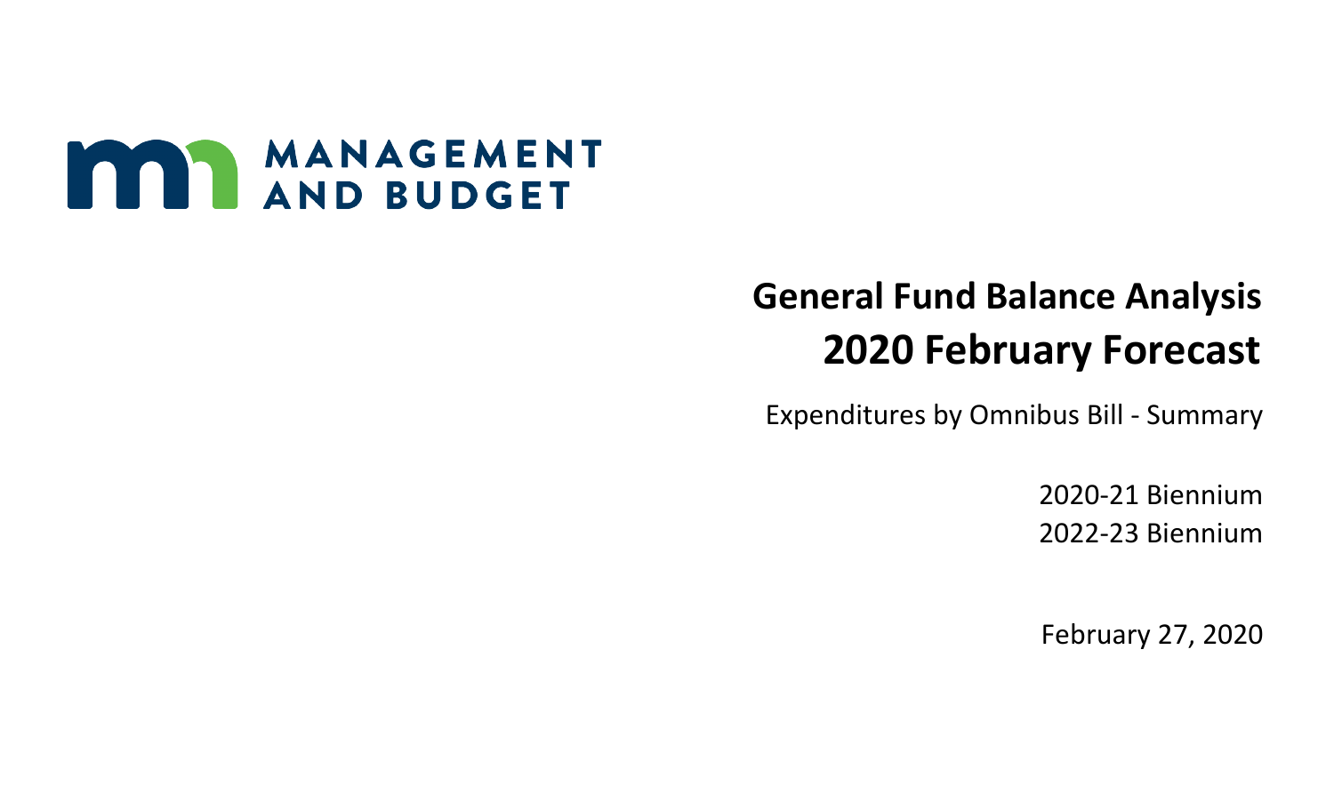MANAGEMENT AND BUDGET

# General Fund Balance Analysis

# 2020 February Forecast

Expenditures by Omnibus Bill - Summary

2020-21 Biennium

2022-23 Biennium

February 27, 2020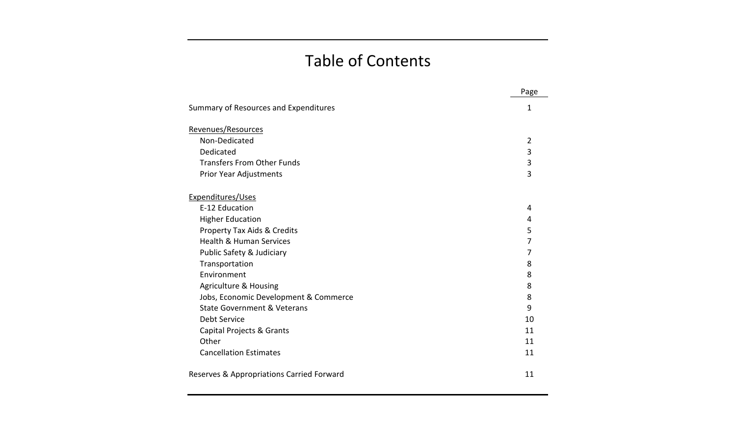# Table of Contents

| | Page |
|---|---|
| Summary of Resources and Expenditures | 1 |
| Revenues/Resources | |
| Non-Dedicated | 2 |
| Dedicated | 3 |
| Transfers From Other Funds | 3 |
| Prior Year Adjustments | 3 |
| Expenditures/Uses | |
| E-12 Education | 4 |
| Higher Education | 4 |
| Property Tax Aids & Credits | 5 |
| Health & Human Services | 7 |
| Public Safety & Judiciary | 7 |
| Transportation | 8 |
| Environment | 8 |
| Agriculture & Housing | 8 |
| Jobs, Economic Development & Commerce | 8 |
| State Government & Veterans | 9 |
| Debt Service | 10 |
| Capital Projects & Grants | 11 |
| Other | 11 |
| Cancellation Estimates | 11 |
| Reserves & Appropriations Carried Forward | 11 |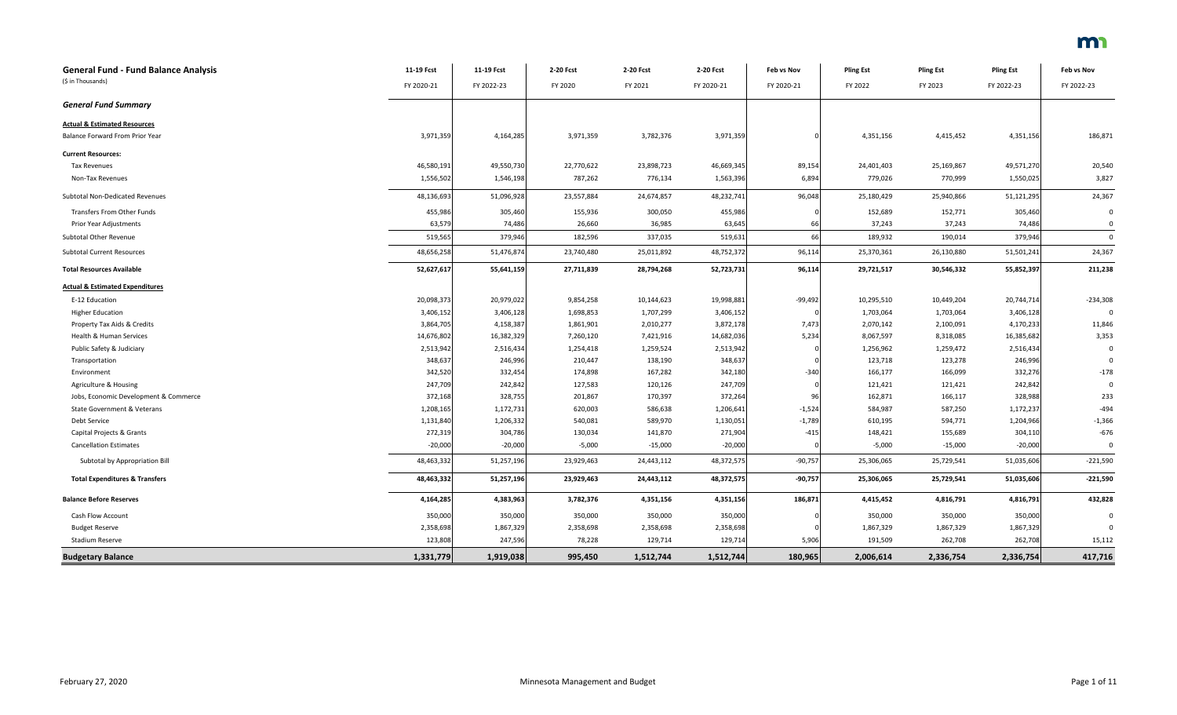| **General Fund - Fund Balance Analysis** (\$ in Thousands) | 11-19 Fcst FY 2020-21 | 11-19 Fcst FY 2022-23 | 2-20 Fcst FY 2020 | 2-20 Fcst FY 2021 | 2-20 Fcst FY 2020-21 | Feb vs Nov FY 2020-21 | Pling Est FY 2022 | Pling Est FY 2023 | Pling Est FY 2022-23 | Feb vs Nov FY 2022-23 |
|---|---|---|---|---|---|---|---|---|---|---|
| ***General Fund Summary*** | | | | | | | | | | |
| **Actual & Estimated Resources** | | | | | | | | | | |
| Balance Forward From Prior Year | 3,971,359 | 4,164,285 | 3,971,359 | 3,782,376 | 3,971,359 | 0 | 4,351,156 | 4,415,452 | 4,351,156 | 186,871 |
| **Current Resources:** | | | | | | | | | | |
| Tax Revenues | 46,580,191 | 49,550,730 | 22,770,622 | 23,898,723 | 46,669,345 | 89,154 | 24,401,403 | 25,169,867 | 49,571,270 | 20,540 |
| Non-Tax Revenues | 1,556,502 | 1,546,198 | 787,262 | 776,134 | 1,563,396 | 6,894 | 779,026 | 770,999 | 1,550,025 | 3,827 |
| Subtotal Non-Dedicated Revenues | 48,136,693 | 51,096,928 | 23,557,884 | 24,674,857 | 48,232,741 | 96,048 | 25,180,429 | 25,940,866 | 51,121,295 | 24,367 |
| Transfers From Other Funds | 455,986 | 305,460 | 155,936 | 300,050 | 455,986 | 0 | 152,689 | 152,771 | 305,460 | 0 |
| Prior Year Adjustments | 63,579 | 74,486 | 26,660 | 36,985 | 63,645 | 66 | 37,243 | 37,243 | 74,486 | 0 |
| Subtotal Other Revenue | 519,565 | 379,946 | 182,596 | 337,035 | 519,631 | 66 | 189,932 | 190,014 | 379,946 | 0 |
| Subtotal Current Resources | 48,656,258 | 51,476,874 | 23,740,480 | 25,011,892 | 48,752,372 | 96,114 | 25,370,361 | 26,130,880 | 51,501,241 | 24,367 |
| **Total Resources Available** | **52,627,617** | **55,641,159** | **27,711,839** | **28,794,268** | **52,723,731** | **96,114** | **29,721,517** | **30,546,332** | **55,852,397** | **211,238** |
| **Actual & Estimated Expenditures** | | | | | | | | | | |
| E-12 Education | 20,098,373 | 20,979,022 | 9,854,258 | 10,144,623 | 19,998,881 | -99,492 | 10,295,510 | 10,449,204 | 20,744,714 | -234,308 |
| Higher Education | 3,406,152 | 3,406,128 | 1,698,853 | 1,707,299 | 3,406,152 | 0 | 1,703,064 | 1,703,064 | 3,406,128 | 0 |
| Property Tax Aids & Credits | 3,864,705 | 4,158,387 | 1,861,901 | 2,010,277 | 3,872,178 | 7,473 | 2,070,142 | 2,100,091 | 4,170,233 | 11,846 |
| Health & Human Services | 14,676,802 | 16,382,329 | 7,260,120 | 7,421,916 | 14,682,036 | 5,234 | 8,067,597 | 8,318,085 | 16,385,682 | 3,353 |
| Public Safety & Judiciary | 2,513,942 | 2,516,434 | 1,254,418 | 1,259,524 | 2,513,942 | 0 | 1,256,962 | 1,259,472 | 2,516,434 | 0 |
| Transportation | 348,637 | 246,996 | 210,447 | 138,190 | 348,637 | 0 | 123,718 | 123,278 | 246,996 | 0 |
| Environment | 342,520 | 332,454 | 174,898 | 167,282 | 342,180 | -340 | 166,177 | 166,099 | 332,276 | -178 |
| Agriculture & Housing | 247,709 | 242,842 | 127,583 | 120,126 | 247,709 | 0 | 121,421 | 121,421 | 242,842 | 0 |
| Jobs, Economic Development & Commerce | 372,168 | 328,755 | 201,867 | 170,397 | 372,264 | 96 | 162,871 | 166,117 | 328,988 | 233 |
| State Government & Veterans | 1,208,165 | 1,172,731 | 620,003 | 586,638 | 1,206,641 | -1,524 | 584,987 | 587,250 | 1,172,237 | -494 |
| Debt Service | 1,131,840 | 1,206,332 | 540,081 | 589,970 | 1,130,051 | -1,789 | 610,195 | 594,771 | 1,204,966 | -1,366 |
| Capital Projects & Grants | 272,319 | 304,786 | 130,034 | 141,870 | 271,904 | -415 | 148,421 | 155,689 | 304,110 | -676 |
| Cancellation Estimates | -20,000 | -20,000 | -5,000 | -15,000 | -20,000 | 0 | -5,000 | -15,000 | -20,000 | 0 |
| Subtotal by Appropriation Bill | 48,463,332 | 51,257,196 | 23,929,463 | 24,443,112 | 48,372,575 | -90,757 | 25,306,065 | 25,729,541 | 51,035,606 | -221,590 |
| **Total Expenditures & Transfers** | **48,463,332** | **51,257,196** | **23,929,463** | **24,443,112** | **48,372,575** | **-90,757** | **25,306,065** | **25,729,541** | **51,035,606** | **-221,590** |
| **Balance Before Reserves** | **4,164,285** | **4,383,963** | **3,782,376** | **4,351,156** | **4,351,156** | **186,871** | **4,415,452** | **4,816,791** | **4,816,791** | **432,828** |
| Cash Flow Account | 350,000 | 350,000 | 350,000 | 350,000 | 350,000 | 0 | 350,000 | 350,000 | 350,000 | 0 |
| Budget Reserve | 2,358,698 | 1,867,329 | 2,358,698 | 2,358,698 | 2,358,698 | 0 | 1,867,329 | 1,867,329 | 1,867,329 | 0 |
| Stadium Reserve | 123,808 | 247,596 | 78,228 | 129,714 | 129,714 | 5,906 | 191,509 | 262,708 | 262,708 | 15,112 |
| **Budgetary Balance** | **1,331,779** | **1,919,038** | **995,450** | **1,512,744** | **1,512,744** | **180,965** | **2,006,614** | **2,336,754** | **2,336,754** | **417,716** |

February 27, 2020 — Minnesota Management and Budget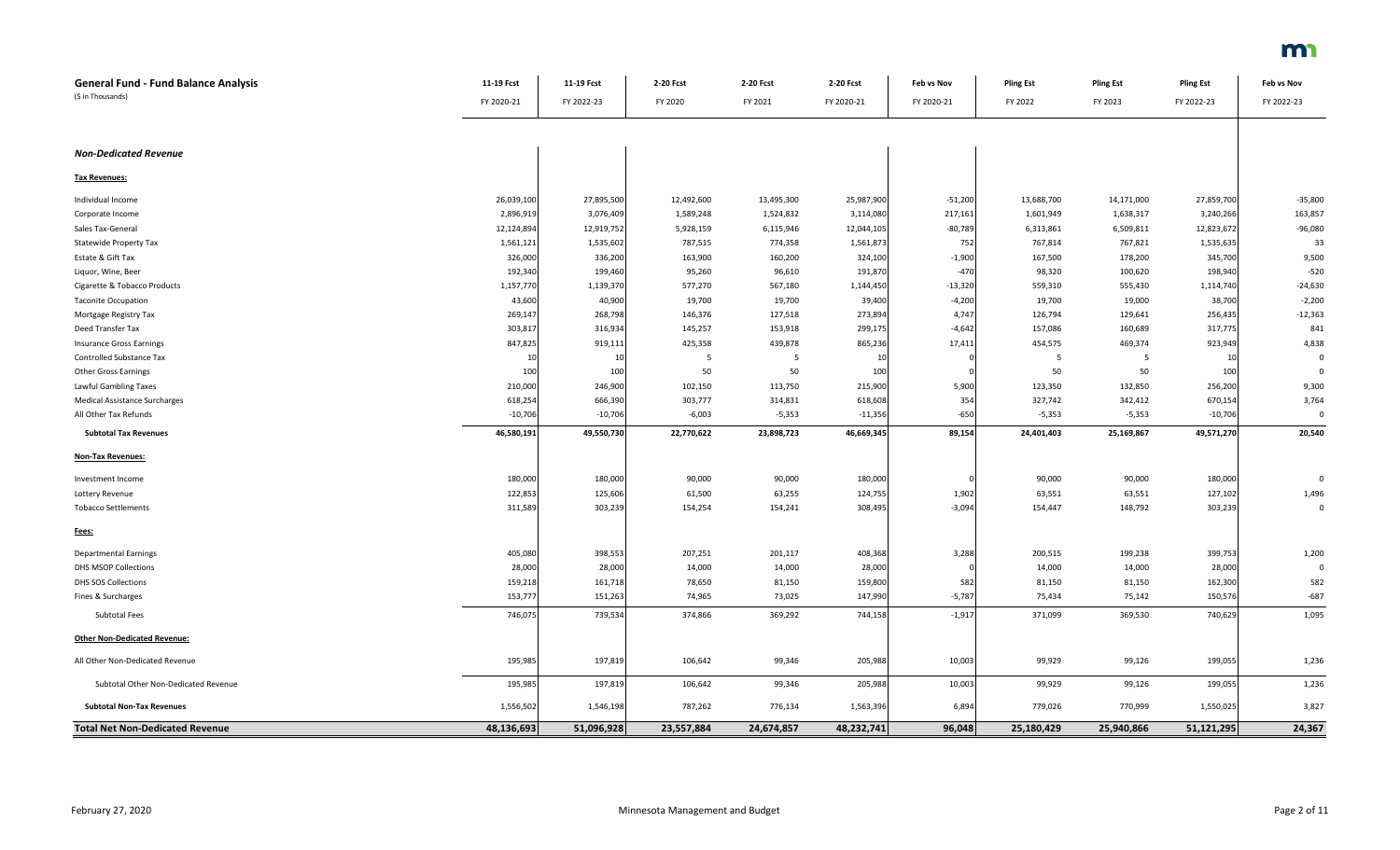## General Fund - Fund Balance Analysis

($ in Thousands)

| | 11-19 Fcst | 11-19 Fcst | 2-20 Fcst | 2-20 Fcst | 2-20 Fcst | Feb vs Nov | Pling Est | Pling Est | Pling Est | Feb vs Nov |
|---|---|---|---|---|---|---|---|---|---|---|
| | FY 2020-21 | FY 2022-23 | FY 2020 | FY 2021 | FY 2020-21 | FY 2020-21 | FY 2022 | FY 2023 | FY 2022-23 | FY 2022-23 |
| ***Non-Dedicated Revenue*** | | | | | | | | | | |
| **Tax Revenues:** | | | | | | | | | | |
| Individual Income | 26,039,100 | 27,895,500 | 12,492,600 | 13,495,300 | 25,987,900 | -51,200 | 13,688,700 | 14,171,000 | 27,859,700 | -35,800 |
| Corporate Income | 2,896,919 | 3,076,409 | 1,589,248 | 1,524,832 | 3,114,080 | 217,161 | 1,601,949 | 1,638,317 | 3,240,266 | 163,857 |
| Sales Tax-General | 12,124,894 | 12,919,752 | 5,928,159 | 6,115,946 | 12,044,105 | -80,789 | 6,313,861 | 6,509,811 | 12,823,672 | -96,080 |
| Statewide Property Tax | 1,561,121 | 1,535,602 | 787,515 | 774,358 | 1,561,873 | 752 | 767,814 | 767,821 | 1,535,635 | 33 |
| Estate & Gift Tax | 326,000 | 336,200 | 163,900 | 160,200 | 324,100 | -1,900 | 167,500 | 178,200 | 345,700 | 9,500 |
| Liquor, Wine, Beer | 192,340 | 199,460 | 95,260 | 96,610 | 191,870 | -470 | 98,320 | 100,620 | 198,940 | -520 |
| Cigarette & Tobacco Products | 1,157,770 | 1,139,370 | 577,270 | 567,180 | 1,144,450 | -13,320 | 559,310 | 555,430 | 1,114,740 | -24,630 |
| Taconite Occupation | 43,600 | 40,900 | 19,700 | 19,700 | 39,400 | -4,200 | 19,700 | 19,000 | 38,700 | -2,200 |
| Mortgage Registry Tax | 269,147 | 268,798 | 146,376 | 127,518 | 273,894 | 4,747 | 126,794 | 129,641 | 256,435 | -12,363 |
| Deed Transfer Tax | 303,817 | 316,934 | 145,257 | 153,918 | 299,175 | -4,642 | 157,086 | 160,689 | 317,775 | 841 |
| Insurance Gross Earnings | 847,825 | 919,111 | 425,358 | 439,878 | 865,236 | 17,411 | 454,575 | 469,374 | 923,949 | 4,838 |
| Controlled Substance Tax | 10 | 10 | 5 | 5 | 10 | 0 | 5 | 5 | 10 | 0 |
| Other Gross Earnings | 100 | 100 | 50 | 50 | 100 | 0 | 50 | 50 | 100 | 0 |
| Lawful Gambling Taxes | 210,000 | 246,900 | 102,150 | 113,750 | 215,900 | 5,900 | 123,350 | 132,850 | 256,200 | 9,300 |
| Medical Assistance Surcharges | 618,254 | 666,390 | 303,777 | 314,831 | 618,608 | 354 | 327,742 | 342,412 | 670,154 | 3,764 |
| All Other Tax Refunds | -10,706 | -10,706 | -6,003 | -5,353 | -11,356 | -650 | -5,353 | -5,353 | -10,706 | 0 |
| **Subtotal Tax Revenues** | **46,580,191** | **49,550,730** | **22,770,622** | **23,898,723** | **46,669,345** | **89,154** | **24,401,403** | **25,169,867** | **49,571,270** | **20,540** |
| **Non-Tax Revenues:** | | | | | | | | | | |
| Investment Income | 180,000 | 180,000 | 90,000 | 90,000 | 180,000 | 0 | 90,000 | 90,000 | 180,000 | 0 |
| Lottery Revenue | 122,853 | 125,606 | 61,500 | 63,255 | 124,755 | 1,902 | 63,551 | 63,551 | 127,102 | 1,496 |
| Tobacco Settlements | 311,589 | 303,239 | 154,254 | 154,241 | 308,495 | -3,094 | 154,447 | 148,792 | 303,239 | 0 |
| **Fees:** | | | | | | | | | | |
| Departmental Earnings | 405,080 | 398,553 | 207,251 | 201,117 | 408,368 | 3,288 | 200,515 | 199,238 | 399,753 | 1,200 |
| DHS MSOP Collections | 28,000 | 28,000 | 14,000 | 14,000 | 28,000 | 0 | 14,000 | 14,000 | 28,000 | 0 |
| DHS SOS Collections | 159,218 | 161,718 | 78,650 | 81,150 | 159,800 | 582 | 81,150 | 81,150 | 162,300 | 582 |
| Fines & Surcharges | 153,777 | 151,263 | 74,965 | 73,025 | 147,990 | -5,787 | 75,434 | 75,142 | 150,576 | -687 |
| Subtotal Fees | 746,075 | 739,534 | 374,866 | 369,292 | 744,158 | -1,917 | 371,099 | 369,530 | 740,629 | 1,095 |
| **Other Non-Dedicated Revenue:** | | | | | | | | | | |
| All Other Non-Dedicated Revenue | 195,985 | 197,819 | 106,642 | 99,346 | 205,988 | 10,003 | 99,929 | 99,126 | 199,055 | 1,236 |
| Subtotal Other Non-Dedicated Revenue | 195,985 | 197,819 | 106,642 | 99,346 | 205,988 | 10,003 | 99,929 | 99,126 | 199,055 | 1,236 |
| **Subtotal Non-Tax Revenues** | **1,556,502** | **1,546,198** | **787,262** | **776,134** | **1,563,396** | **6,894** | **779,026** | **770,999** | **1,550,025** | **3,827** |
| **Total Net Non-Dedicated Revenue** | **48,136,693** | **51,096,928** | **23,557,884** | **24,674,857** | **48,232,741** | **96,048** | **25,180,429** | **25,940,866** | **51,121,295** | **24,367** |

February 27, 2020 — Minnesota Management and Budget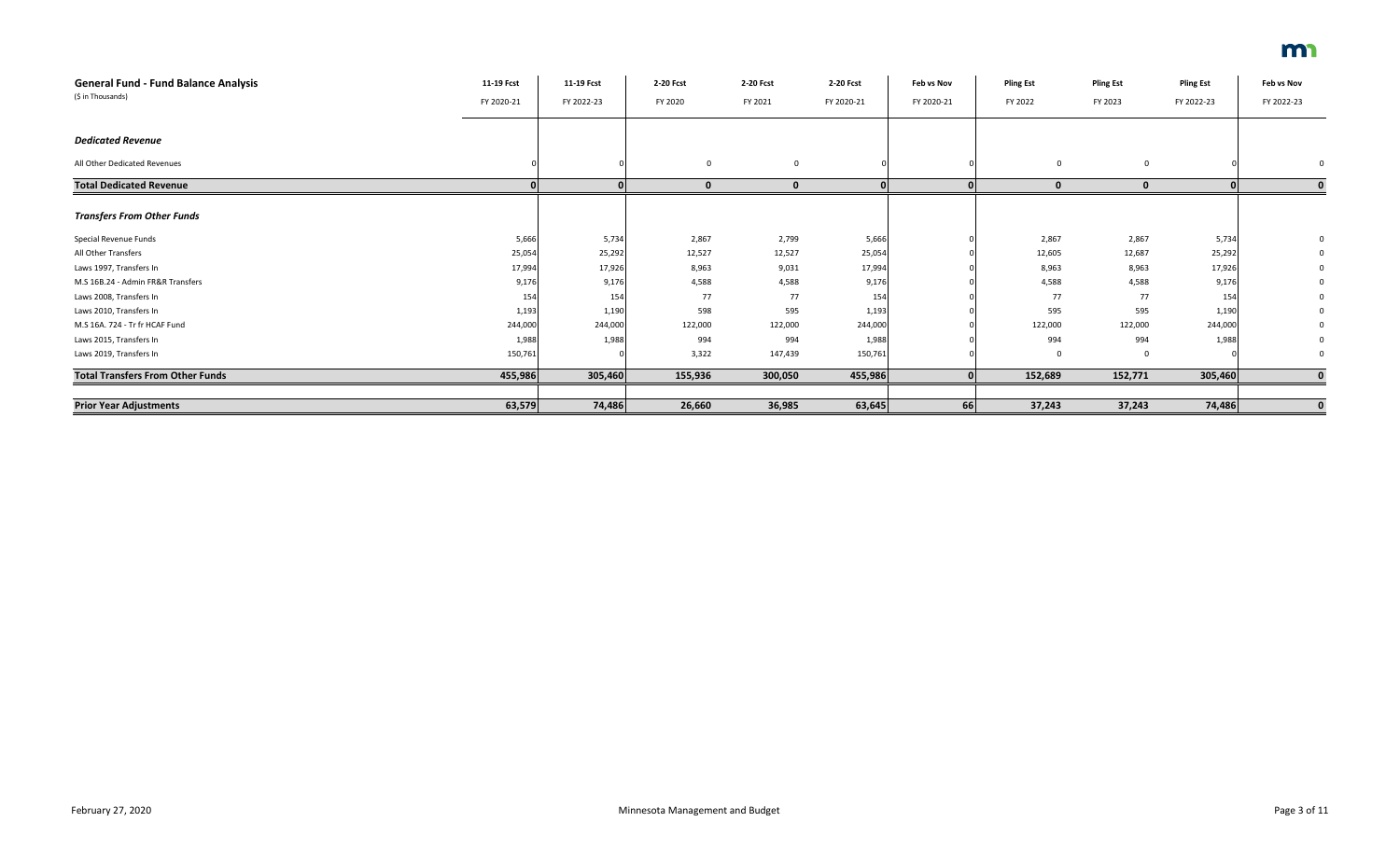| **General Fund - Fund Balance Analysis** (\$ in Thousands) | 11-19 Fcst FY 2020-21 | 11-19 Fcst FY 2022-23 | 2-20 Fcst FY 2020 | 2-20 Fcst FY 2021 | 2-20 Fcst FY 2020-21 | Feb vs Nov FY 2020-21 | Pling Est FY 2022 | Pling Est FY 2023 | Pling Est FY 2022-23 | Feb vs Nov FY 2022-23 |
|---|---|---|---|---|---|---|---|---|---|---|
| ***Dedicated Revenue*** | | | | | | | | | | |
| All Other Dedicated Revenues | 0 | 0 | 0 | 0 | 0 | 0 | 0 | 0 | 0 | 0 |
| **Total Dedicated Revenue** | **0** | **0** | **0** | **0** | **0** | **0** | **0** | **0** | **0** | **0** |
| ***Transfers From Other Funds*** | | | | | | | | | | |
| Special Revenue Funds | 5,666 | 5,734 | 2,867 | 2,799 | 5,666 | 0 | 2,867 | 2,867 | 5,734 | 0 |
| All Other Transfers | 25,054 | 25,292 | 12,527 | 12,527 | 25,054 | 0 | 12,605 | 12,687 | 25,292 | 0 |
| Laws 1997, Transfers In | 17,994 | 17,926 | 8,963 | 9,031 | 17,994 | 0 | 8,963 | 8,963 | 17,926 | 0 |
| M.S 16B.24 - Admin FR&R Transfers | 9,176 | 9,176 | 4,588 | 4,588 | 9,176 | 0 | 4,588 | 4,588 | 9,176 | 0 |
| Laws 2008, Transfers In | 154 | 154 | 77 | 77 | 154 | 0 | 77 | 77 | 154 | 0 |
| Laws 2010, Transfers In | 1,193 | 1,190 | 598 | 595 | 1,193 | 0 | 595 | 595 | 1,190 | 0 |
| M.S 16A. 724 - Tr fr HCAF Fund | 244,000 | 244,000 | 122,000 | 122,000 | 244,000 | 0 | 122,000 | 122,000 | 244,000 | 0 |
| Laws 2015, Transfers In | 1,988 | 1,988 | 994 | 994 | 1,988 | 0 | 994 | 994 | 1,988 | 0 |
| Laws 2019, Transfers In | 150,761 | 0 | 3,322 | 147,439 | 150,761 | 0 | 0 | 0 | 0 | 0 |
| **Total Transfers From Other Funds** | **455,986** | **305,460** | **155,936** | **300,050** | **455,986** | **0** | **152,689** | **152,771** | **305,460** | **0** |
| **Prior Year Adjustments** | **63,579** | **74,486** | **26,660** | **36,985** | **63,645** | **66** | **37,243** | **37,243** | **74,486** | **0** |

February 27, 2020 — Minnesota Management and Budget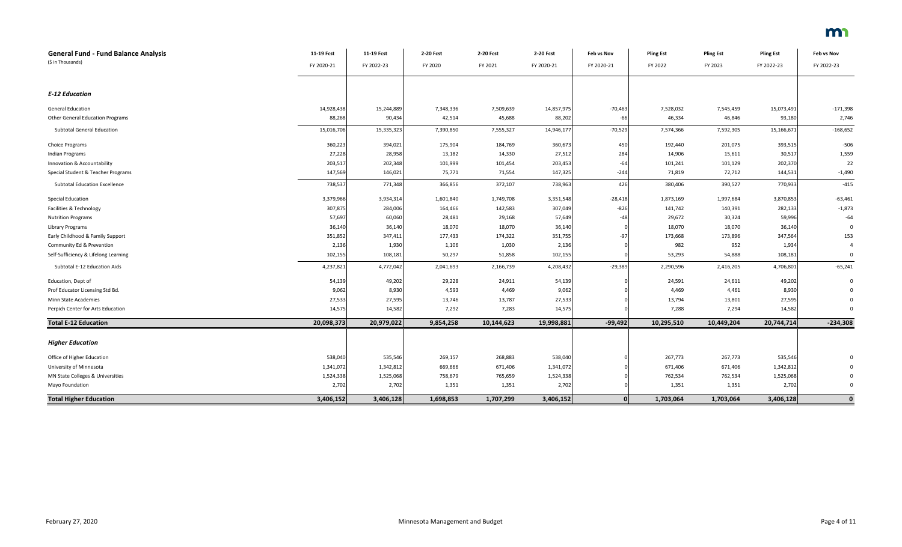| General Fund - Fund Balance Analysis | 11-19 Fcst | 11-19 Fcst | 2-20 Fcst | 2-20 Fcst | 2-20 Fcst | Feb vs Nov | Pling Est | Pling Est | Pling Est | Feb vs Nov |
|---|---|---|---|---|---|---|---|---|---|---|
| ($ in Thousands) | FY 2020-21 | FY 2022-23 | FY 2020 | FY 2021 | FY 2020-21 | FY 2020-21 | FY 2022 | FY 2023 | FY 2022-23 | FY 2022-23 |
| ***E-12 Education*** | | | | | | | | | | |
| General Education | 14,928,438 | 15,244,889 | 7,348,336 | 7,509,639 | 14,857,975 | -70,463 | 7,528,032 | 7,545,459 | 15,073,491 | -171,398 |
| Other General Education Programs | 88,268 | 90,434 | 42,514 | 45,688 | 88,202 | -66 | 46,334 | 46,846 | 93,180 | 2,746 |
| Subtotal General Education | 15,016,706 | 15,335,323 | 7,390,850 | 7,555,327 | 14,946,177 | -70,529 | 7,574,366 | 7,592,305 | 15,166,671 | -168,652 |
| Choice Programs | 360,223 | 394,021 | 175,904 | 184,769 | 360,673 | 450 | 192,440 | 201,075 | 393,515 | -506 |
| Indian Programs | 27,228 | 28,958 | 13,182 | 14,330 | 27,512 | 284 | 14,906 | 15,611 | 30,517 | 1,559 |
| Innovation & Accountability | 203,517 | 202,348 | 101,999 | 101,454 | 203,453 | -64 | 101,241 | 101,129 | 202,370 | 22 |
| Special Student & Teacher Programs | 147,569 | 146,021 | 75,771 | 71,554 | 147,325 | -244 | 71,819 | 72,712 | 144,531 | -1,490 |
| Subtotal Education Excellence | 738,537 | 771,348 | 366,856 | 372,107 | 738,963 | 426 | 380,406 | 390,527 | 770,933 | -415 |
| Special Education | 3,379,966 | 3,934,314 | 1,601,840 | 1,749,708 | 3,351,548 | -28,418 | 1,873,169 | 1,997,684 | 3,870,853 | -63,461 |
| Facilities & Technology | 307,875 | 284,006 | 164,466 | 142,583 | 307,049 | -826 | 141,742 | 140,391 | 282,133 | -1,873 |
| Nutrition Programs | 57,697 | 60,060 | 28,481 | 29,168 | 57,649 | -48 | 29,672 | 30,324 | 59,996 | -64 |
| Library Programs | 36,140 | 36,140 | 18,070 | 18,070 | 36,140 | 0 | 18,070 | 18,070 | 36,140 | 0 |
| Early Childhood & Family Support | 351,852 | 347,411 | 177,433 | 174,322 | 351,755 | -97 | 173,668 | 173,896 | 347,564 | 153 |
| Community Ed & Prevention | 2,136 | 1,930 | 1,106 | 1,030 | 2,136 | 0 | 982 | 952 | 1,934 | 4 |
| Self-Sufficiency & Lifelong Learning | 102,155 | 108,181 | 50,297 | 51,858 | 102,155 | 0 | 53,293 | 54,888 | 108,181 | 0 |
| Subtotal E-12 Education Aids | 4,237,821 | 4,772,042 | 2,041,693 | 2,166,739 | 4,208,432 | -29,389 | 2,290,596 | 2,416,205 | 4,706,801 | -65,241 |
| Education, Dept of | 54,139 | 49,202 | 29,228 | 24,911 | 54,139 | 0 | 24,591 | 24,611 | 49,202 | 0 |
| Prof Educator Licensing Std Bd. | 9,062 | 8,930 | 4,593 | 4,469 | 9,062 | 0 | 4,469 | 4,461 | 8,930 | 0 |
| Minn State Academies | 27,533 | 27,595 | 13,746 | 13,787 | 27,533 | 0 | 13,794 | 13,801 | 27,595 | 0 |
| Perpich Center for Arts Education | 14,575 | 14,582 | 7,292 | 7,283 | 14,575 | 0 | 7,288 | 7,294 | 14,582 | 0 |
| **Total E-12 Education** | **20,098,373** | **20,979,022** | **9,854,258** | **10,144,623** | **19,998,881** | **-99,492** | **10,295,510** | **10,449,204** | **20,744,714** | **-234,308** |
| ***Higher Education*** | | | | | | | | | | |
| Office of Higher Education | 538,040 | 535,546 | 269,157 | 268,883 | 538,040 | 0 | 267,773 | 267,773 | 535,546 | 0 |
| University of Minnesota | 1,341,072 | 1,342,812 | 669,666 | 671,406 | 1,341,072 | 0 | 671,406 | 671,406 | 1,342,812 | 0 |
| MN State Colleges & Universities | 1,524,338 | 1,525,068 | 758,679 | 765,659 | 1,524,338 | 0 | 762,534 | 762,534 | 1,525,068 | 0 |
| Mayo Foundation | 2,702 | 2,702 | 1,351 | 1,351 | 2,702 | 0 | 1,351 | 1,351 | 2,702 | 0 |
| **Total Higher Education** | **3,406,152** | **3,406,128** | **1,698,853** | **1,707,299** | **3,406,152** | **0** | **1,703,064** | **1,703,064** | **3,406,128** | **0** |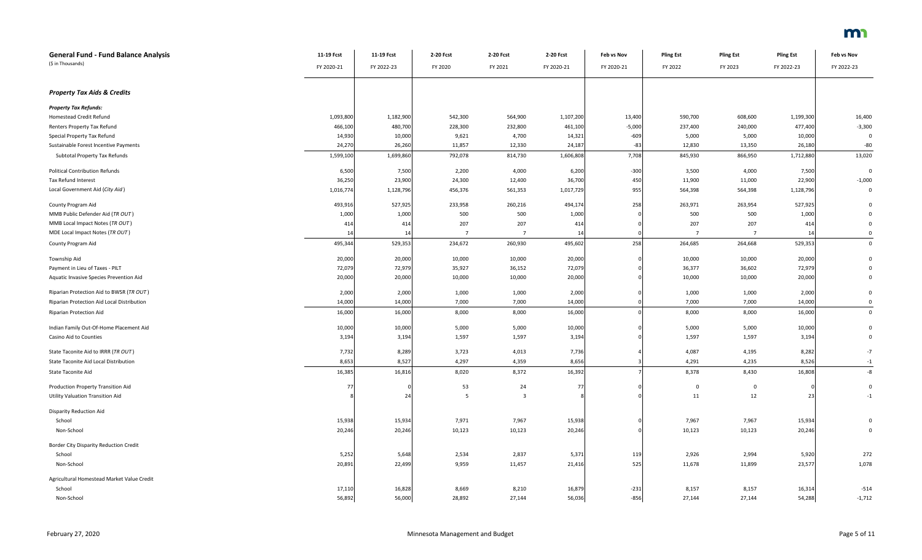## General Fund - Fund Balance Analysis

($ in Thousands)

| | 11-19 Fcst | 11-19 Fcst | 2-20 Fcst | 2-20 Fcst | 2-20 Fcst | Feb vs Nov | Pling Est | Pling Est | Pling Est | Feb vs Nov |
|---|---|---|---|---|---|---|---|---|---|---|
| | FY 2020-21 | FY 2022-23 | FY 2020 | FY 2021 | FY 2020-21 | FY 2020-21 | FY 2022 | FY 2023 | FY 2022-23 | FY 2022-23 |
| ***Property Tax Aids & Credits*** | | | | | | | | | | |
| ***Property Tax Refunds:*** | | | | | | | | | | |
| Homestead Credit Refund | 1,093,800 | 1,182,900 | 542,300 | 564,900 | 1,107,200 | 13,400 | 590,700 | 608,600 | 1,199,300 | 16,400 |
| Renters Property Tax Refund | 466,100 | 480,700 | 228,300 | 232,800 | 461,100 | -5,000 | 237,400 | 240,000 | 477,400 | -3,300 |
| Special Property Tax Refund | 14,930 | 10,000 | 9,621 | 4,700 | 14,321 | -609 | 5,000 | 5,000 | 10,000 | 0 |
| Sustainable Forest Incentive Payments | 24,270 | 26,260 | 11,857 | 12,330 | 24,187 | -83 | 12,830 | 13,350 | 26,180 | -80 |
| Subtotal Property Tax Refunds | 1,599,100 | 1,699,860 | 792,078 | 814,730 | 1,606,808 | 7,708 | 845,930 | 866,950 | 1,712,880 | 13,020 |
| Political Contribution Refunds | 6,500 | 7,500 | 2,200 | 4,000 | 6,200 | -300 | 3,500 | 4,000 | 7,500 | 0 |
| Tax Refund Interest | 36,250 | 23,900 | 24,300 | 12,400 | 36,700 | 450 | 11,900 | 11,000 | 22,900 | -1,000 |
| Local Government Aid (*City Aid*) | 1,016,774 | 1,128,796 | 456,376 | 561,353 | 1,017,729 | 955 | 564,398 | 564,398 | 1,128,796 | 0 |
| County Program Aid | 493,916 | 527,925 | 233,958 | 260,216 | 494,174 | 258 | 263,971 | 263,954 | 527,925 | 0 |
| MMB Public Defender Aid (*TR OUT*) | 1,000 | 1,000 | 500 | 500 | 1,000 | 0 | 500 | 500 | 1,000 | 0 |
| MMB Local Impact Notes (*TR OUT*) | 414 | 414 | 207 | 207 | 414 | 0 | 207 | 207 | 414 | 0 |
| MDE Local Impact Notes (*TR OUT*) | 14 | 14 | 7 | 7 | 14 | 0 | 7 | 7 | 14 | 0 |
| County Program Aid | 495,344 | 529,353 | 234,672 | 260,930 | 495,602 | 258 | 264,685 | 264,668 | 529,353 | 0 |
| Township Aid | 20,000 | 20,000 | 10,000 | 10,000 | 20,000 | 0 | 10,000 | 10,000 | 20,000 | 0 |
| Payment in Lieu of Taxes - PILT | 72,079 | 72,979 | 35,927 | 36,152 | 72,079 | 0 | 36,377 | 36,602 | 72,979 | 0 |
| Aquatic Invasive Species Prevention Aid | 20,000 | 20,000 | 10,000 | 10,000 | 20,000 | 0 | 10,000 | 10,000 | 20,000 | 0 |
| Riparian Protection Aid to BWSR (*TR OUT*) | 2,000 | 2,000 | 1,000 | 1,000 | 2,000 | 0 | 1,000 | 1,000 | 2,000 | 0 |
| Riparian Protection Aid Local Distribution | 14,000 | 14,000 | 7,000 | 7,000 | 14,000 | 0 | 7,000 | 7,000 | 14,000 | 0 |
| Riparian Protection Aid | 16,000 | 16,000 | 8,000 | 8,000 | 16,000 | 0 | 8,000 | 8,000 | 16,000 | 0 |
| Indian Family Out-Of-Home Placement Aid | 10,000 | 10,000 | 5,000 | 5,000 | 10,000 | 0 | 5,000 | 5,000 | 10,000 | 0 |
| Casino Aid to Counties | 3,194 | 3,194 | 1,597 | 1,597 | 3,194 | 0 | 1,597 | 1,597 | 3,194 | 0 |
| State Taconite Aid to IRRR (*TR OUT*) | 7,732 | 8,289 | 3,723 | 4,013 | 7,736 | 4 | 4,087 | 4,195 | 8,282 | -7 |
| State Taconite Aid Local Distribution | 8,653 | 8,527 | 4,297 | 4,359 | 8,656 | 3 | 4,291 | 4,235 | 8,526 | -1 |
| State Taconite Aid | 16,385 | 16,816 | 8,020 | 8,372 | 16,392 | 7 | 8,378 | 8,430 | 16,808 | -8 |
| Production Property Transition Aid | 77 | 0 | 53 | 24 | 77 | 0 | 0 | 0 | 0 | 0 |
| Utility Valuation Transition Aid | 8 | 24 | 5 | 3 | 8 | 0 | 11 | 12 | 23 | -1 |
| Disparity Reduction Aid | | | | | | | | | | |
| School | 15,938 | 15,934 | 7,971 | 7,967 | 15,938 | 0 | 7,967 | 7,967 | 15,934 | 0 |
| Non-School | 20,246 | 20,246 | 10,123 | 10,123 | 20,246 | 0 | 10,123 | 10,123 | 20,246 | 0 |
| Border City Disparity Reduction Credit | | | | | | | | | | |
| School | 5,252 | 5,648 | 2,534 | 2,837 | 5,371 | 119 | 2,926 | 2,994 | 5,920 | 272 |
| Non-School | 20,891 | 22,499 | 9,959 | 11,457 | 21,416 | 525 | 11,678 | 11,899 | 23,577 | 1,078 |
| Agricultural Homestead Market Value Credit | | | | | | | | | | |
| School | 17,110 | 16,828 | 8,669 | 8,210 | 16,879 | -231 | 8,157 | 8,157 | 16,314 | -514 |
| Non-School | 56,892 | 56,000 | 28,892 | 27,144 | 56,036 | -856 | 27,144 | 27,144 | 54,288 | -1,712 |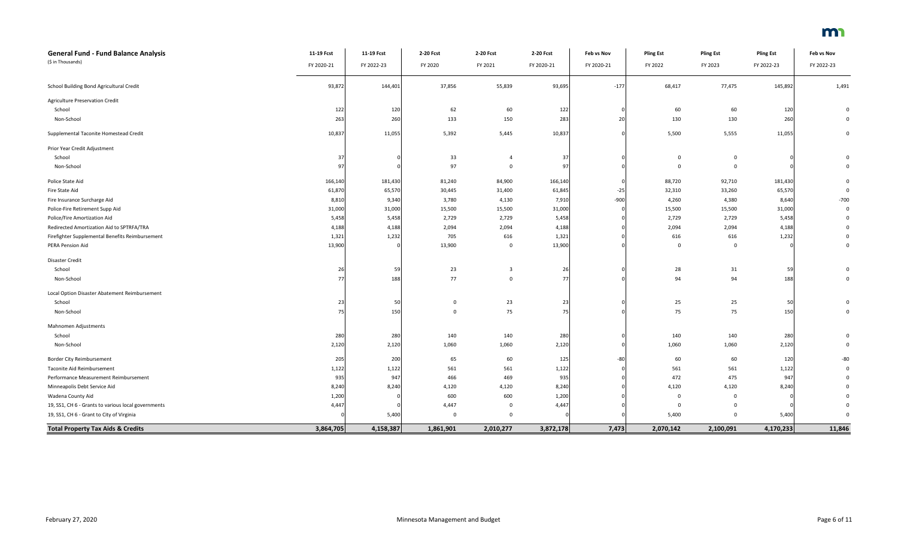| General Fund - Fund Balance Analysis<br>($ in Thousands) | 11-19 Fcst<br>FY 2020-21 | 11-19 Fcst<br>FY 2022-23 | 2-20 Fcst<br>FY 2020 | 2-20 Fcst<br>FY 2021 | 2-20 Fcst<br>FY 2020-21 | Feb vs Nov<br>FY 2020-21 | Pling Est<br>FY 2022 | Pling Est<br>FY 2023 | Pling Est<br>FY 2022-23 | Feb vs Nov<br>FY 2022-23 |
|---|---|---|---|---|---|---|---|---|---|---|
| School Building Bond Agricultural Credit | 93,872 | 144,401 | 37,856 | 55,839 | 93,695 | -177 | 68,417 | 77,475 | 145,892 | 1,491 |
| Agriculture Preservation Credit | | | | | | | | | | |
| School | 122 | 120 | 62 | 60 | 122 | 0 | 60 | 60 | 120 | 0 |
| Non-School | 263 | 260 | 133 | 150 | 283 | 20 | 130 | 130 | 260 | 0 |
| Supplemental Taconite Homestead Credit | 10,837 | 11,055 | 5,392 | 5,445 | 10,837 | 0 | 5,500 | 5,555 | 11,055 | 0 |
| Prior Year Credit Adjustment | | | | | | | | | | |
| School | 37 | 0 | 33 | 4 | 37 | 0 | 0 | 0 | 0 | 0 |
| Non-School | 97 | 0 | 97 | 0 | 97 | 0 | 0 | 0 | 0 | 0 |
| Police State Aid | 166,140 | 181,430 | 81,240 | 84,900 | 166,140 | 0 | 88,720 | 92,710 | 181,430 | 0 |
| Fire State Aid | 61,870 | 65,570 | 30,445 | 31,400 | 61,845 | -25 | 32,310 | 33,260 | 65,570 | 0 |
| Fire Insurance Surcharge Aid | 8,810 | 9,340 | 3,780 | 4,130 | 7,910 | -900 | 4,260 | 4,380 | 8,640 | -700 |
| Police-Fire Retirement Supp Aid | 31,000 | 31,000 | 15,500 | 15,500 | 31,000 | 0 | 15,500 | 15,500 | 31,000 | 0 |
| Police/Fire Amortization Aid | 5,458 | 5,458 | 2,729 | 2,729 | 5,458 | 0 | 2,729 | 2,729 | 5,458 | 0 |
| Redirected Amortization Aid to SPTRFA/TRA | 4,188 | 4,188 | 2,094 | 2,094 | 4,188 | 0 | 2,094 | 2,094 | 4,188 | 0 |
| Firefighter Supplemental Benefits Reimbursement | 1,321 | 1,232 | 705 | 616 | 1,321 | 0 | 616 | 616 | 1,232 | 0 |
| PERA Pension Aid | 13,900 | 0 | 13,900 | 0 | 13,900 | 0 | 0 | 0 | 0 | 0 |
| Disaster Credit | | | | | | | | | | |
| School | 26 | 59 | 23 | 3 | 26 | 0 | 28 | 31 | 59 | 0 |
| Non-School | 77 | 188 | 77 | 0 | 77 | 0 | 94 | 94 | 188 | 0 |
| Local Option Disaster Abatement Reimbursement | | | | | | | | | | |
| School | 23 | 50 | 0 | 23 | 23 | 0 | 25 | 25 | 50 | 0 |
| Non-School | 75 | 150 | 0 | 75 | 75 | 0 | 75 | 75 | 150 | 0 |
| Mahnomen Adjustments | | | | | | | | | | |
| School | 280 | 280 | 140 | 140 | 280 | 0 | 140 | 140 | 280 | 0 |
| Non-School | 2,120 | 2,120 | 1,060 | 1,060 | 2,120 | 0 | 1,060 | 1,060 | 2,120 | 0 |
| Border City Reimbursement | 205 | 200 | 65 | 60 | 125 | -80 | 60 | 60 | 120 | -80 |
| Taconite Aid Reimbursement | 1,122 | 1,122 | 561 | 561 | 1,122 | 0 | 561 | 561 | 1,122 | 0 |
| Performance Measurement Reimbursement | 935 | 947 | 466 | 469 | 935 | 0 | 472 | 475 | 947 | 0 |
| Minneapolis Debt Service Aid | 8,240 | 8,240 | 4,120 | 4,120 | 8,240 | 0 | 4,120 | 4,120 | 8,240 | 0 |
| Wadena County Aid | 1,200 | 0 | 600 | 600 | 1,200 | 0 | 0 | 0 | 0 | 0 |
| 19, SS1, CH 6 - Grants to various local governments | 4,447 | 0 | 4,447 | 0 | 4,447 | 0 | 0 | 0 | 0 | 0 |
| 19, SS1, CH 6 - Grant to City of Virginia | 0 | 5,400 | 0 | 0 | 0 | 0 | 5,400 | 0 | 5,400 | 0 |
| **Total Property Tax Aids & Credits** | **3,864,705** | **4,158,387** | **1,861,901** | **2,010,277** | **3,872,178** | **7,473** | **2,070,142** | **2,100,091** | **4,170,233** | **11,846** |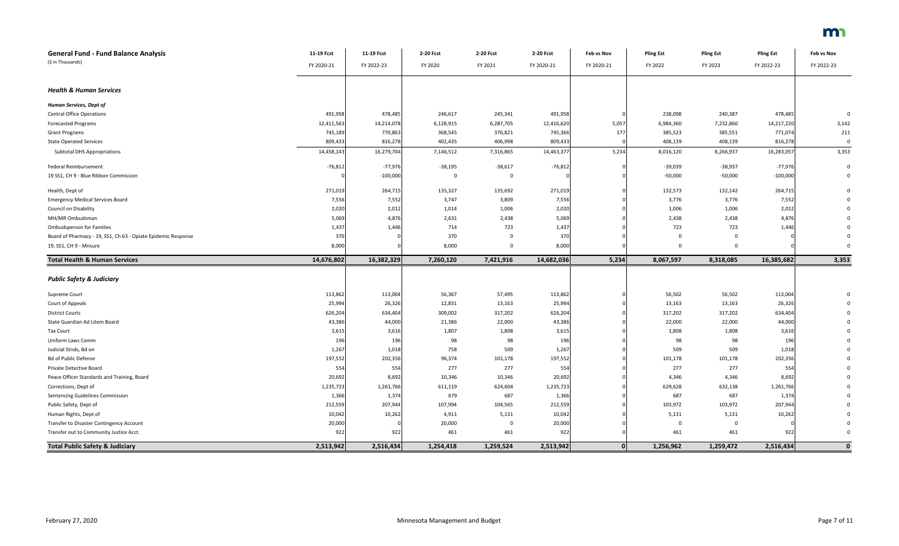| General Fund - Fund Balance Analysis<br>($ in Thousands) | 11-19 Fcst<br>FY 2020-21 | 11-19 Fcst<br>FY 2022-23 | 2-20 Fcst<br>FY 2020 | 2-20 Fcst<br>FY 2021 | 2-20 Fcst<br>FY 2020-21 | Feb vs Nov<br>FY 2020-21 | Pling Est<br>FY 2022 | Pling Est<br>FY 2023 | Pling Est<br>FY 2022-23 | Feb vs Nov<br>FY 2022-23 |
|---|---|---|---|---|---|---|---|---|---|---|
| ***Health & Human Services*** | | | | | | | | | | |
| ***Human Services, Dept of*** | | | | | | | | | | |
| Central Office Operations | 491,958 | 478,485 | 246,617 | 245,341 | 491,958 | 0 | 238,098 | 240,387 | 478,485 | 0 |
| Forecasted Programs | 12,411,563 | 14,214,078 | 6,128,915 | 6,287,705 | 12,416,620 | 5,057 | 6,984,360 | 7,232,860 | 14,217,220 | 3,142 |
| Grant Programs | 745,189 | 770,863 | 368,545 | 376,821 | 745,366 | 177 | 385,523 | 385,551 | 771,074 | 211 |
| State Operated Services | 809,433 | 816,278 | 402,435 | 406,998 | 809,433 | 0 | 408,139 | 408,139 | 816,278 | 0 |
| Subtotal DHS Appropriations | 14,458,143 | 16,279,704 | 7,146,512 | 7,316,865 | 14,463,377 | 5,234 | 8,016,120 | 8,266,937 | 16,283,057 | 3,353 |
| Federal Reimbursement | -76,812 | -77,976 | -38,195 | -38,617 | -76,812 | 0 | -39,039 | -38,937 | -77,976 | 0 |
| 19 SS1, CH 9 - Blue Ribbon Commission | 0 | -100,000 | 0 | 0 | 0 | 0 | -50,000 | -50,000 | -100,000 | 0 |
| Health, Dept of | 271,019 | 264,715 | 135,327 | 135,692 | 271,019 | 0 | 132,573 | 132,142 | 264,715 | 0 |
| Emergency Medical Services Board | 7,556 | 7,552 | 3,747 | 3,809 | 7,556 | 0 | 3,776 | 3,776 | 7,552 | 0 |
| Council on Disability | 2,020 | 2,012 | 1,014 | 1,006 | 2,020 | 0 | 1,006 | 1,006 | 2,012 | 0 |
| MH/MR Ombudsman | 5,069 | 4,876 | 2,631 | 2,438 | 5,069 | 0 | 2,438 | 2,438 | 4,876 | 0 |
| Ombudsperson for Families | 1,437 | 1,446 | 714 | 723 | 1,437 | 0 | 723 | 723 | 1,446 | 0 |
| Board of Pharmacy - 19, SS1, Ch 63 - Opiate Epidemic Response | 370 | 0 | 370 | 0 | 370 | 0 | 0 | 0 | 0 | 0 |
| 19, SS1, CH 9 - Mnsure | 8,000 | 0 | 8,000 | 0 | 8,000 | 0 | 0 | 0 | 0 | 0 |
| **Total Health & Human Services** | **14,676,802** | **16,382,329** | **7,260,120** | **7,421,916** | **14,682,036** | **5,234** | **8,067,597** | **8,318,085** | **16,385,682** | **3,353** |
| ***Public Safety & Judiciary*** | | | | | | | | | | |
| Supreme Court | 113,862 | 113,004 | 56,367 | 57,495 | 113,862 | 0 | 56,502 | 56,502 | 113,004 | 0 |
| Court of Appeals | 25,994 | 26,326 | 12,831 | 13,163 | 25,994 | 0 | 13,163 | 13,163 | 26,326 | 0 |
| District Courts | 626,204 | 634,404 | 309,002 | 317,202 | 626,204 | 0 | 317,202 | 317,202 | 634,404 | 0 |
| State Guardian Ad Litem Board | 43,386 | 44,000 | 21,386 | 22,000 | 43,386 | 0 | 22,000 | 22,000 | 44,000 | 0 |
| Tax Court | 3,615 | 3,616 | 1,807 | 1,808 | 3,615 | 0 | 1,808 | 1,808 | 3,616 | 0 |
| Uniform Laws Comm | 196 | 196 | 98 | 98 | 196 | 0 | 98 | 98 | 196 | 0 |
| Judicial Stnds, Bd on | 1,267 | 1,018 | 758 | 509 | 1,267 | 0 | 509 | 509 | 1,018 | 0 |
| Bd of Public Defense | 197,552 | 202,356 | 96,374 | 101,178 | 197,552 | 0 | 101,178 | 101,178 | 202,356 | 0 |
| Private Detective Board | 554 | 554 | 277 | 277 | 554 | 0 | 277 | 277 | 554 | 0 |
| Peace Officer Standards and Training, Board | 20,692 | 8,692 | 10,346 | 10,346 | 20,692 | 0 | 4,346 | 4,346 | 8,692 | 0 |
| Corrections, Dept of | 1,235,723 | 1,261,766 | 611,119 | 624,604 | 1,235,723 | 0 | 629,628 | 632,138 | 1,261,766 | 0 |
| Sentencing Guidelines Commission | 1,366 | 1,374 | 679 | 687 | 1,366 | 0 | 687 | 687 | 1,374 | 0 |
| Public Safety, Dept of | 212,559 | 207,944 | 107,994 | 104,565 | 212,559 | 0 | 103,972 | 103,972 | 207,944 | 0 |
| Human Rights, Dept of | 10,042 | 10,262 | 4,911 | 5,131 | 10,042 | 0 | 5,131 | 5,131 | 10,262 | 0 |
| Transfer to Disaster Contingency Account | 20,000 | 0 | 20,000 | 0 | 20,000 | 0 | 0 | 0 | 0 | 0 |
| Transfer out to Community Justice Acct. | 922 | 922 | 461 | 461 | 922 | 0 | 461 | 461 | 922 | 0 |
| **Total Public Safety & Judiciary** | **2,513,942** | **2,516,434** | **1,254,418** | **1,259,524** | **2,513,942** | **0** | **1,256,962** | **1,259,472** | **2,516,434** | **0** |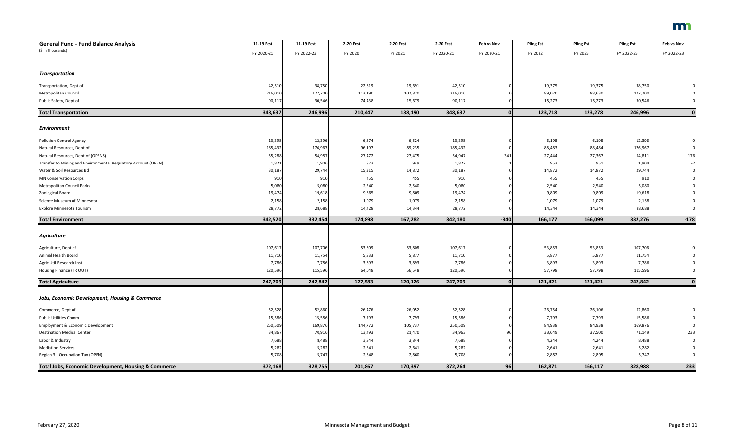| General Fund - Fund Balance Analysis<br>($ in Thousands) | 11-19 Fcst<br>FY 2020-21 | 11-19 Fcst<br>FY 2022-23 | 2-20 Fcst<br>FY 2020 | 2-20 Fcst<br>FY 2021 | 2-20 Fcst<br>FY 2020-21 | Feb vs Nov<br>FY 2020-21 | Pling Est<br>FY 2022 | Pling Est<br>FY 2023 | Pling Est<br>FY 2022-23 | Feb vs Nov<br>FY 2022-23 |
|---|---|---|---|---|---|---|---|---|---|---|
| ***Transportation*** | | | | | | | | | | |
| Transportation, Dept of | 42,510 | 38,750 | 22,819 | 19,691 | 42,510 | 0 | 19,375 | 19,375 | 38,750 | 0 |
| Metropolitan Council | 216,010 | 177,700 | 113,190 | 102,820 | 216,010 | 0 | 89,070 | 88,630 | 177,700 | 0 |
| Public Safety, Dept of | 90,117 | 30,546 | 74,438 | 15,679 | 90,117 | 0 | 15,273 | 15,273 | 30,546 | 0 |
| **Total Transportation** | **348,637** | **246,996** | **210,447** | **138,190** | **348,637** | **0** | **123,718** | **123,278** | **246,996** | **0** |
| ***Environment*** | | | | | | | | | | |
| Pollution Control Agency | 13,398 | 12,396 | 6,874 | 6,524 | 13,398 | 0 | 6,198 | 6,198 | 12,396 | 0 |
| Natural Resources, Dept of | 185,432 | 176,967 | 96,197 | 89,235 | 185,432 | 0 | 88,483 | 88,484 | 176,967 | 0 |
| Natural Resources, Dept of (OPENS) | 55,288 | 54,987 | 27,472 | 27,475 | 54,947 | -341 | 27,444 | 27,367 | 54,811 | -176 |
| Transfer to Mining and Environmental Regulatory Account (OPEN) | 1,821 | 1,906 | 873 | 949 | 1,822 | 1 | 953 | 951 | 1,904 | -2 |
| Water & Soil Resources Bd | 30,187 | 29,744 | 15,315 | 14,872 | 30,187 | 0 | 14,872 | 14,872 | 29,744 | 0 |
| MN Conservation Corps | 910 | 910 | 455 | 455 | 910 | 0 | 455 | 455 | 910 | 0 |
| Metropolitan Council Parks | 5,080 | 5,080 | 2,540 | 2,540 | 5,080 | 0 | 2,540 | 2,540 | 5,080 | 0 |
| Zoological Board | 19,474 | 19,618 | 9,665 | 9,809 | 19,474 | 0 | 9,809 | 9,809 | 19,618 | 0 |
| Science Museum of Minnesota | 2,158 | 2,158 | 1,079 | 1,079 | 2,158 | 0 | 1,079 | 1,079 | 2,158 | 0 |
| Explore Minnesota Tourism | 28,772 | 28,688 | 14,428 | 14,344 | 28,772 | 0 | 14,344 | 14,344 | 28,688 | 0 |
| **Total Environment** | **342,520** | **332,454** | **174,898** | **167,282** | **342,180** | **-340** | **166,177** | **166,099** | **332,276** | **-178** |
| ***Agriculture*** | | | | | | | | | | |
| Agriculture, Dept of | 107,617 | 107,706 | 53,809 | 53,808 | 107,617 | 0 | 53,853 | 53,853 | 107,706 | 0 |
| Animal Health Board | 11,710 | 11,754 | 5,833 | 5,877 | 11,710 | 0 | 5,877 | 5,877 | 11,754 | 0 |
| Agric Util Research Inst | 7,786 | 7,786 | 3,893 | 3,893 | 7,786 | 0 | 3,893 | 3,893 | 7,786 | 0 |
| Housing Finance (TR OUT) | 120,596 | 115,596 | 64,048 | 56,548 | 120,596 | 0 | 57,798 | 57,798 | 115,596 | 0 |
| **Total Agriculture** | **247,709** | **242,842** | **127,583** | **120,126** | **247,709** | **0** | **121,421** | **121,421** | **242,842** | **0** |
| ***Jobs, Economic Development, Housing & Commerce*** | | | | | | | | | | |
| Commerce, Dept of | 52,528 | 52,860 | 26,476 | 26,052 | 52,528 | 0 | 26,754 | 26,106 | 52,860 | 0 |
| Public Utilities Comm | 15,586 | 15,586 | 7,793 | 7,793 | 15,586 | 0 | 7,793 | 7,793 | 15,586 | 0 |
| Employment & Economic Development | 250,509 | 169,876 | 144,772 | 105,737 | 250,509 | 0 | 84,938 | 84,938 | 169,876 | 0 |
| Destination Medical Center | 34,867 | 70,916 | 13,493 | 21,470 | 34,963 | 96 | 33,649 | 37,500 | 71,149 | 233 |
| Labor & Industry | 7,688 | 8,488 | 3,844 | 3,844 | 7,688 | 0 | 4,244 | 4,244 | 8,488 | 0 |
| Mediation Services | 5,282 | 5,282 | 2,641 | 2,641 | 5,282 | 0 | 2,641 | 2,641 | 5,282 | 0 |
| Region 3 - Occupation Tax (OPEN) | 5,708 | 5,747 | 2,848 | 2,860 | 5,708 | 0 | 2,852 | 2,895 | 5,747 | 0 |
| **Total Jobs, Economic Development, Housing & Commerce** | **372,168** | **328,755** | **201,867** | **170,397** | **372,264** | **96** | **162,871** | **166,117** | **328,988** | **233** |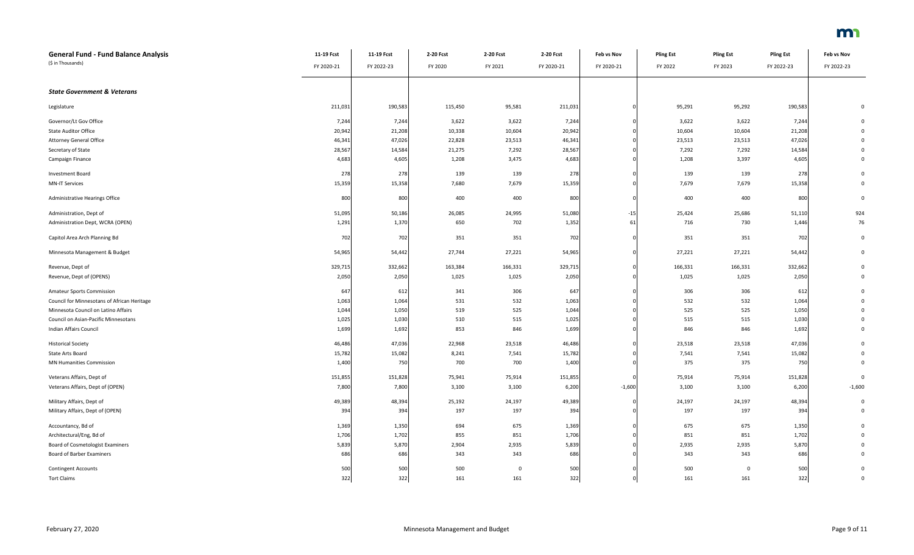# General Fund - Fund Balance Analysis

($ in Thousands)

| | 11-19 Fcst FY 2020-21 | 11-19 Fcst FY 2022-23 | 2-20 Fcst FY 2020 | 2-20 Fcst FY 2021 | 2-20 Fcst FY 2020-21 | Feb vs Nov FY 2020-21 | Pling Est FY 2022 | Pling Est FY 2023 | Pling Est FY 2022-23 | Feb vs Nov FY 2022-23 |
|---|---|---|---|---|---|---|---|---|---|---|
| ***State Government & Veterans*** | | | | | | | | | | |
| Legislature | 211,031 | 190,583 | 115,450 | 95,581 | 211,031 | 0 | 95,291 | 95,292 | 190,583 | 0 |
| Governor/Lt Gov Office | 7,244 | 7,244 | 3,622 | 3,622 | 7,244 | 0 | 3,622 | 3,622 | 7,244 | 0 |
| State Auditor Office | 20,942 | 21,208 | 10,338 | 10,604 | 20,942 | 0 | 10,604 | 10,604 | 21,208 | 0 |
| Attorney General Office | 46,341 | 47,026 | 22,828 | 23,513 | 46,341 | 0 | 23,513 | 23,513 | 47,026 | 0 |
| Secretary of State | 28,567 | 14,584 | 21,275 | 7,292 | 28,567 | 0 | 7,292 | 7,292 | 14,584 | 0 |
| Campaign Finance | 4,683 | 4,605 | 1,208 | 3,475 | 4,683 | 0 | 1,208 | 3,397 | 4,605 | 0 |
| Investment Board | 278 | 278 | 139 | 139 | 278 | 0 | 139 | 139 | 278 | 0 |
| MN-IT Services | 15,359 | 15,358 | 7,680 | 7,679 | 15,359 | 0 | 7,679 | 7,679 | 15,358 | 0 |
| Administrative Hearings Office | 800 | 800 | 400 | 400 | 800 | 0 | 400 | 400 | 800 | 0 |
| Administration, Dept of | 51,095 | 50,186 | 26,085 | 24,995 | 51,080 | -15 | 25,424 | 25,686 | 51,110 | 924 |
| Administration Dept, WCRA (OPEN) | 1,291 | 1,370 | 650 | 702 | 1,352 | 61 | 716 | 730 | 1,446 | 76 |
| Capitol Area Arch Planning Bd | 702 | 702 | 351 | 351 | 702 | 0 | 351 | 351 | 702 | 0 |
| Minnesota Management & Budget | 54,965 | 54,442 | 27,744 | 27,221 | 54,965 | 0 | 27,221 | 27,221 | 54,442 | 0 |
| Revenue, Dept of | 329,715 | 332,662 | 163,384 | 166,331 | 329,715 | 0 | 166,331 | 166,331 | 332,662 | 0 |
| Revenue, Dept of (OPENS) | 2,050 | 2,050 | 1,025 | 1,025 | 2,050 | 0 | 1,025 | 1,025 | 2,050 | 0 |
| Amateur Sports Commission | 647 | 612 | 341 | 306 | 647 | 0 | 306 | 306 | 612 | 0 |
| Council for Minnesotans of African Heritage | 1,063 | 1,064 | 531 | 532 | 1,063 | 0 | 532 | 532 | 1,064 | 0 |
| Minnesota Council on Latino Affairs | 1,044 | 1,050 | 519 | 525 | 1,044 | 0 | 525 | 525 | 1,050 | 0 |
| Council on Asian-Pacific Minnesotans | 1,025 | 1,030 | 510 | 515 | 1,025 | 0 | 515 | 515 | 1,030 | 0 |
| Indian Affairs Council | 1,699 | 1,692 | 853 | 846 | 1,699 | 0 | 846 | 846 | 1,692 | 0 |
| Historical Society | 46,486 | 47,036 | 22,968 | 23,518 | 46,486 | 0 | 23,518 | 23,518 | 47,036 | 0 |
| State Arts Board | 15,782 | 15,082 | 8,241 | 7,541 | 15,782 | 0 | 7,541 | 7,541 | 15,082 | 0 |
| MN Humanities Commission | 1,400 | 750 | 700 | 700 | 1,400 | 0 | 375 | 375 | 750 | 0 |
| Veterans Affairs, Dept of | 151,855 | 151,828 | 75,941 | 75,914 | 151,855 | 0 | 75,914 | 75,914 | 151,828 | 0 |
| Veterans Affairs, Dept of (OPEN) | 7,800 | 7,800 | 3,100 | 3,100 | 6,200 | -1,600 | 3,100 | 3,100 | 6,200 | -1,600 |
| Military Affairs, Dept of | 49,389 | 48,394 | 25,192 | 24,197 | 49,389 | 0 | 24,197 | 24,197 | 48,394 | 0 |
| Military Affairs, Dept of (OPEN) | 394 | 394 | 197 | 197 | 394 | 0 | 197 | 197 | 394 | 0 |
| Accountancy, Bd of | 1,369 | 1,350 | 694 | 675 | 1,369 | 0 | 675 | 675 | 1,350 | 0 |
| Architectural/Eng, Bd of | 1,706 | 1,702 | 855 | 851 | 1,706 | 0 | 851 | 851 | 1,702 | 0 |
| Board of Cosmetologist Examiners | 5,839 | 5,870 | 2,904 | 2,935 | 5,839 | 0 | 2,935 | 2,935 | 5,870 | 0 |
| Board of Barber Examiners | 686 | 686 | 343 | 343 | 686 | 0 | 343 | 343 | 686 | 0 |
| Contingent Accounts | 500 | 500 | 500 | 0 | 500 | 0 | 500 | 0 | 500 | 0 |
| Tort Claims | 322 | 322 | 161 | 161 | 322 | 0 | 161 | 161 | 322 | 0 |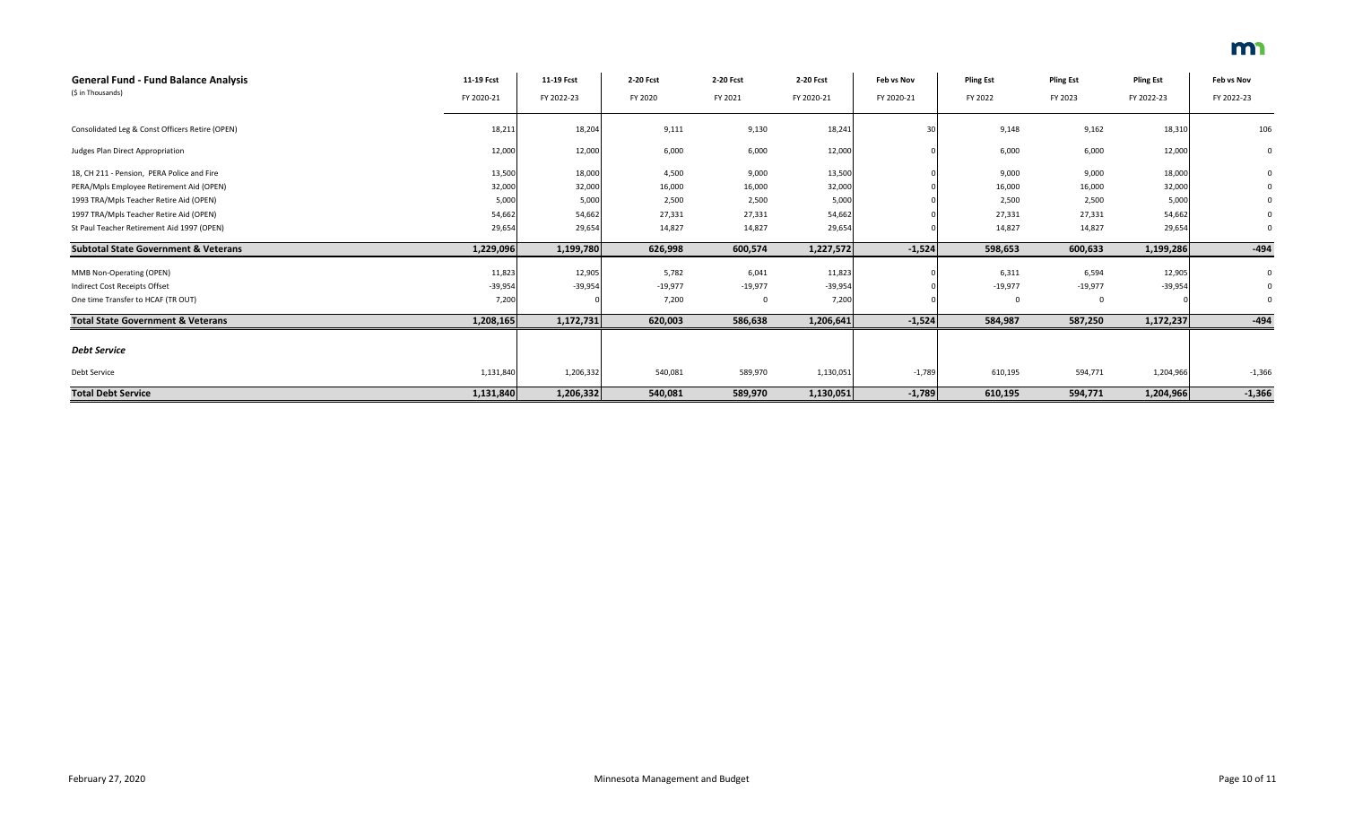| General Fund - Fund Balance Analysis<br>($ in Thousands) | 11-19 Fcst<br>FY 2020-21 | 11-19 Fcst<br>FY 2022-23 | 2-20 Fcst<br>FY 2020 | 2-20 Fcst<br>FY 2021 | 2-20 Fcst<br>FY 2020-21 | Feb vs Nov<br>FY 2020-21 | Pling Est<br>FY 2022 | Pling Est<br>FY 2023 | Pling Est<br>FY 2022-23 | Feb vs Nov<br>FY 2022-23 |
|---|---|---|---|---|---|---|---|---|---|---|
| Consolidated Leg & Const Officers Retire (OPEN) | 18,211 | 18,204 | 9,111 | 9,130 | 18,241 | 30 | 9,148 | 9,162 | 18,310 | 106 |
| Judges Plan Direct Appropriation | 12,000 | 12,000 | 6,000 | 6,000 | 12,000 | 0 | 6,000 | 6,000 | 12,000 | 0 |
| 18, CH 211 - Pension, PERA Police and Fire | 13,500 | 18,000 | 4,500 | 9,000 | 13,500 | 0 | 9,000 | 9,000 | 18,000 | 0 |
| PERA/Mpls Employee Retirement Aid (OPEN) | 32,000 | 32,000 | 16,000 | 16,000 | 32,000 | 0 | 16,000 | 16,000 | 32,000 | 0 |
| 1993 TRA/Mpls Teacher Retire Aid (OPEN) | 5,000 | 5,000 | 2,500 | 2,500 | 5,000 | 0 | 2,500 | 2,500 | 5,000 | 0 |
| 1997 TRA/Mpls Teacher Retire Aid (OPEN) | 54,662 | 54,662 | 27,331 | 27,331 | 54,662 | 0 | 27,331 | 27,331 | 54,662 | 0 |
| St Paul Teacher Retirement Aid 1997 (OPEN) | 29,654 | 29,654 | 14,827 | 14,827 | 29,654 | 0 | 14,827 | 14,827 | 29,654 | 0 |
| **Subtotal State Government & Veterans** | **1,229,096** | **1,199,780** | **626,998** | **600,574** | **1,227,572** | **-1,524** | **598,653** | **600,633** | **1,199,286** | **-494** |
| MMB Non-Operating (OPEN) | 11,823 | 12,905 | 5,782 | 6,041 | 11,823 | 0 | 6,311 | 6,594 | 12,905 | 0 |
| Indirect Cost Receipts Offset | -39,954 | -39,954 | -19,977 | -19,977 | -39,954 | 0 | -19,977 | -19,977 | -39,954 | 0 |
| One time Transfer to HCAF (TR OUT) | 7,200 | 0 | 7,200 | 0 | 7,200 | 0 | 0 | 0 | 0 | 0 |
| **Total State Government & Veterans** | **1,208,165** | **1,172,731** | **620,003** | **586,638** | **1,206,641** | **-1,524** | **584,987** | **587,250** | **1,172,237** | **-494** |
| ***Debt Service*** | | | | | | | | | | |
| Debt Service | 1,131,840 | 1,206,332 | 540,081 | 589,970 | 1,130,051 | -1,789 | 610,195 | 594,771 | 1,204,966 | -1,366 |
| **Total Debt Service** | **1,131,840** | **1,206,332** | **540,081** | **589,970** | **1,130,051** | **-1,789** | **610,195** | **594,771** | **1,204,966** | **-1,366** |

February 27, 2020 — Minnesota Management and Budget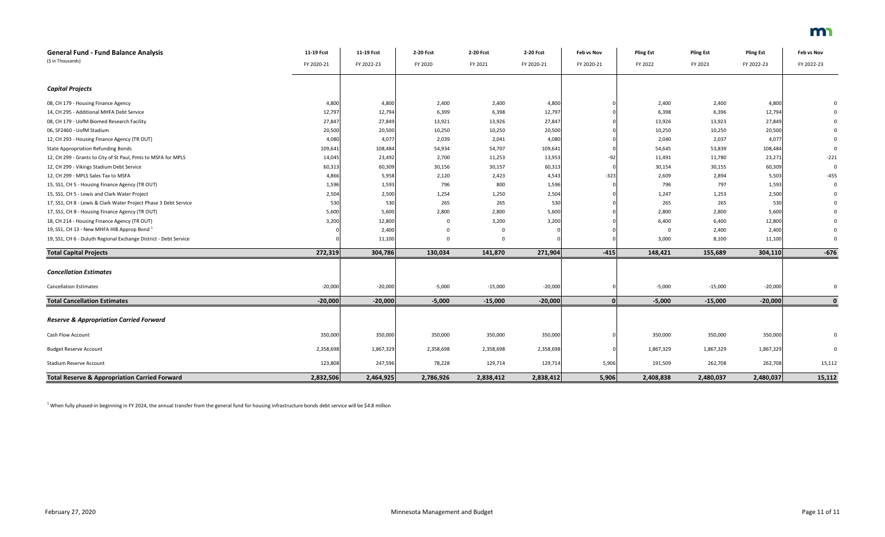# General Fund - Fund Balance Analysis

($ in Thousands)

| General Fund - Fund Balance Analysis ($ in Thousands) | 11-19 Fcst FY 2020-21 | 11-19 Fcst FY 2022-23 | 2-20 Fcst FY 2020 | 2-20 Fcst FY 2021 | 2-20 Fcst FY 2020-21 | Feb vs Nov FY 2020-21 | Pling Est FY 2022 | Pling Est FY 2023 | Pling Est FY 2022-23 | Feb vs Nov FY 2022-23 |
|---|---|---|---|---|---|---|---|---|---|---|
| ***Capital Projects*** | | | | | | | | | | |
| 08, CH 179 - Housing Finance Agency | 4,800 | 4,800 | 2,400 | 2,400 | 4,800 | 0 | 2,400 | 2,400 | 4,800 | 0 |
| 14, CH 295 - Additional MHFA Debt Service | 12,797 | 12,794 | 6,399 | 6,398 | 12,797 | 0 | 6,398 | 6,396 | 12,794 | 0 |
| 08, CH 179 - UofM Biomed Research Facility | 27,847 | 27,849 | 13,921 | 13,926 | 27,847 | 0 | 13,926 | 13,923 | 27,849 | 0 |
| 06, SF2460 - UofM Stadium | 20,500 | 20,500 | 10,250 | 10,250 | 20,500 | 0 | 10,250 | 10,250 | 20,500 | 0 |
| 12, CH 293 - Housing Finance Agency (TR OUT) | 4,080 | 4,077 | 2,039 | 2,041 | 4,080 | 0 | 2,040 | 2,037 | 4,077 | 0 |
| State Appropriation Refunding Bonds | 109,641 | 108,484 | 54,934 | 54,707 | 109,641 | 0 | 54,645 | 53,839 | 108,484 | 0 |
| 12, CH 299 - Grants to City of St Paul, Pmts to MSFA for MPLS | 14,045 | 23,492 | 2,700 | 11,253 | 13,953 | -92 | 11,491 | 11,780 | 23,271 | -221 |
| 12, CH 299 - Vikings Stadium Debt Service | 60,313 | 60,309 | 30,156 | 30,157 | 60,313 | 0 | 30,154 | 30,155 | 60,309 | 0 |
| 12, CH 299 - MPLS Sales Tax to MSFA | 4,866 | 5,958 | 2,120 | 2,423 | 4,543 | -323 | 2,609 | 2,894 | 5,503 | -455 |
| 15, SS1, CH 5 - Housing Finance Agency (TR OUT) | 1,596 | 1,593 | 796 | 800 | 1,596 | 0 | 796 | 797 | 1,593 | 0 |
| 15, SS1, CH 5 - Lewis and Clark Water Project | 2,504 | 2,500 | 1,254 | 1,250 | 2,504 | 0 | 1,247 | 1,253 | 2,500 | 0 |
| 17, SS1, CH 8 - Lewis & Clark Water Project Phase 3 Debt Service | 530 | 530 | 265 | 265 | 530 | 0 | 265 | 265 | 530 | 0 |
| 17, SS1, CH 8 - Housing Finance Agency (TR OUT) | 5,600 | 5,600 | 2,800 | 2,800 | 5,600 | 0 | 2,800 | 2,800 | 5,600 | 0 |
| 18, CH 214 - Housing Finance Agency (TR OUT) | 3,200 | 12,800 | 0 | 3,200 | 3,200 | 0 | 6,400 | 6,400 | 12,800 | 0 |
| 19, SS1, CH 13 - New MHFA HIB Approp Bond [1] | 0 | 2,400 | 0 | 0 | 0 | 0 | 0 | 2,400 | 2,400 | 0 |
| 19, SS1, CH 6 - Duluth Regional Exchange District - Debt Service | 0 | 11,100 | 0 | 0 | 0 | 0 | 3,000 | 8,100 | 11,100 | 0 |
| **Total Capital Projects** | **272,319** | **304,786** | **130,034** | **141,870** | **271,904** | **-415** | **148,421** | **155,689** | **304,110** | **-676** |
| ***Cancellation Estimates*** | | | | | | | | | | |
| Cancellation Estimates | -20,000 | -20,000 | -5,000 | -15,000 | -20,000 | 0 | -5,000 | -15,000 | -20,000 | 0 |
| **Total Cancellation Estimates** | **-20,000** | **-20,000** | **-5,000** | **-15,000** | **-20,000** | **0** | **-5,000** | **-15,000** | **-20,000** | **0** |
| ***Reserve & Appropriation Carried Forward*** | | | | | | | | | | |
| Cash Flow Account | 350,000 | 350,000 | 350,000 | 350,000 | 350,000 | 0 | 350,000 | 350,000 | 350,000 | 0 |
| Budget Reserve Account | 2,358,698 | 1,867,329 | 2,358,698 | 2,358,698 | 2,358,698 | 0 | 1,867,329 | 1,867,329 | 1,867,329 | 0 |
| Stadium Reserve Account | 123,808 | 247,596 | 78,228 | 129,714 | 129,714 | 5,906 | 191,509 | 262,708 | 262,708 | 15,112 |
| **Total Reserve & Appropriation Carried Forward** | **2,832,506** | **2,464,925** | **2,786,926** | **2,838,412** | **2,838,412** | **5,906** | **2,408,838** | **2,480,037** | **2,480,037** | **15,112** |

[1] When fully phased-in beginning in FY 2024, the annual transfer from the general fund for housing infrastructure bonds debt service will be $4.8 million

February 27, 2020 Minnesota Management and Budget